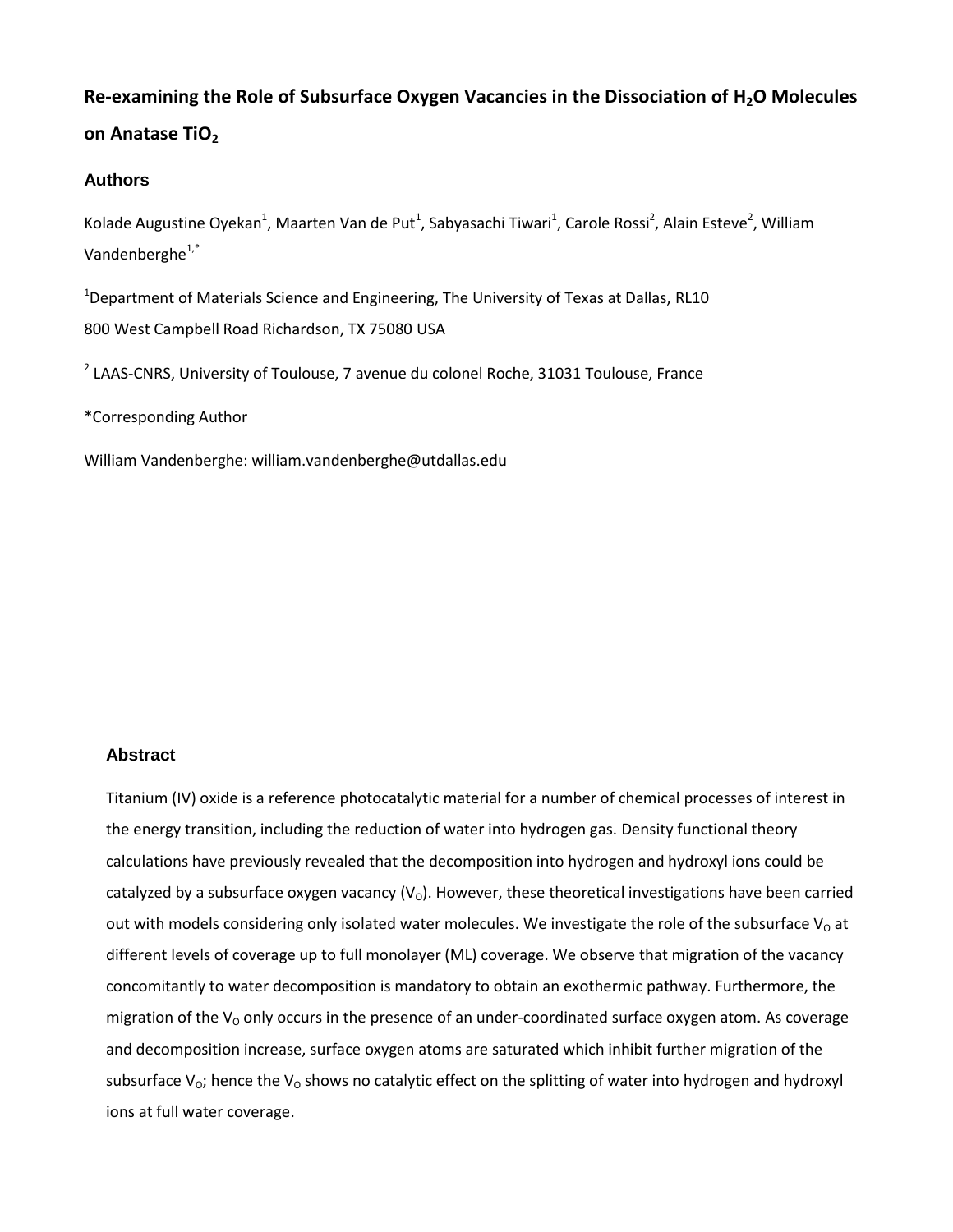# Re-examining the Role of Subsurface Oxygen Vacancies in the Dissociation of $H_2O$ Molecules on Anatase $TiO_2$

### Authors

Kolade Augustine Oyekan[1], Maarten Van de Put[1], Sabyasachi Tiwari[1], Carole Rossi[2], Alain Esteve[2], William Vandenberghe[1,*]

[1]Department of Materials Science and Engineering, The University of Texas at Dallas, RL10 800 West Campbell Road Richardson, TX 75080 USA

[2] LAAS-CNRS, University of Toulouse, 7 avenue du colonel Roche, 31031 Toulouse, France

*Corresponding Author

William Vandenberghe: william.vandenberghe@utdallas.edu

### Abstract

Titanium (IV) oxide is a reference photocatalytic material for a number of chemical processes of interest in the energy transition, including the reduction of water into hydrogen gas. Density functional theory calculations have previously revealed that the decomposition into hydrogen and hydroxyl ions could be catalyzed by a subsurface oxygen vacancy ($V_O$). However, these theoretical investigations have been carried out with models considering only isolated water molecules. We investigate the role of the subsurface $V_O$ at different levels of coverage up to full monolayer (ML) coverage. We observe that migration of the vacancy concomitantly to water decomposition is mandatory to obtain an exothermic pathway. Furthermore, the migration of the $V_O$ only occurs in the presence of an under-coordinated surface oxygen atom. As coverage and decomposition increase, surface oxygen atoms are saturated which inhibit further migration of the subsurface $V_O$; hence the $V_O$ shows no catalytic effect on the splitting of water into hydrogen and hydroxyl ions at full water coverage.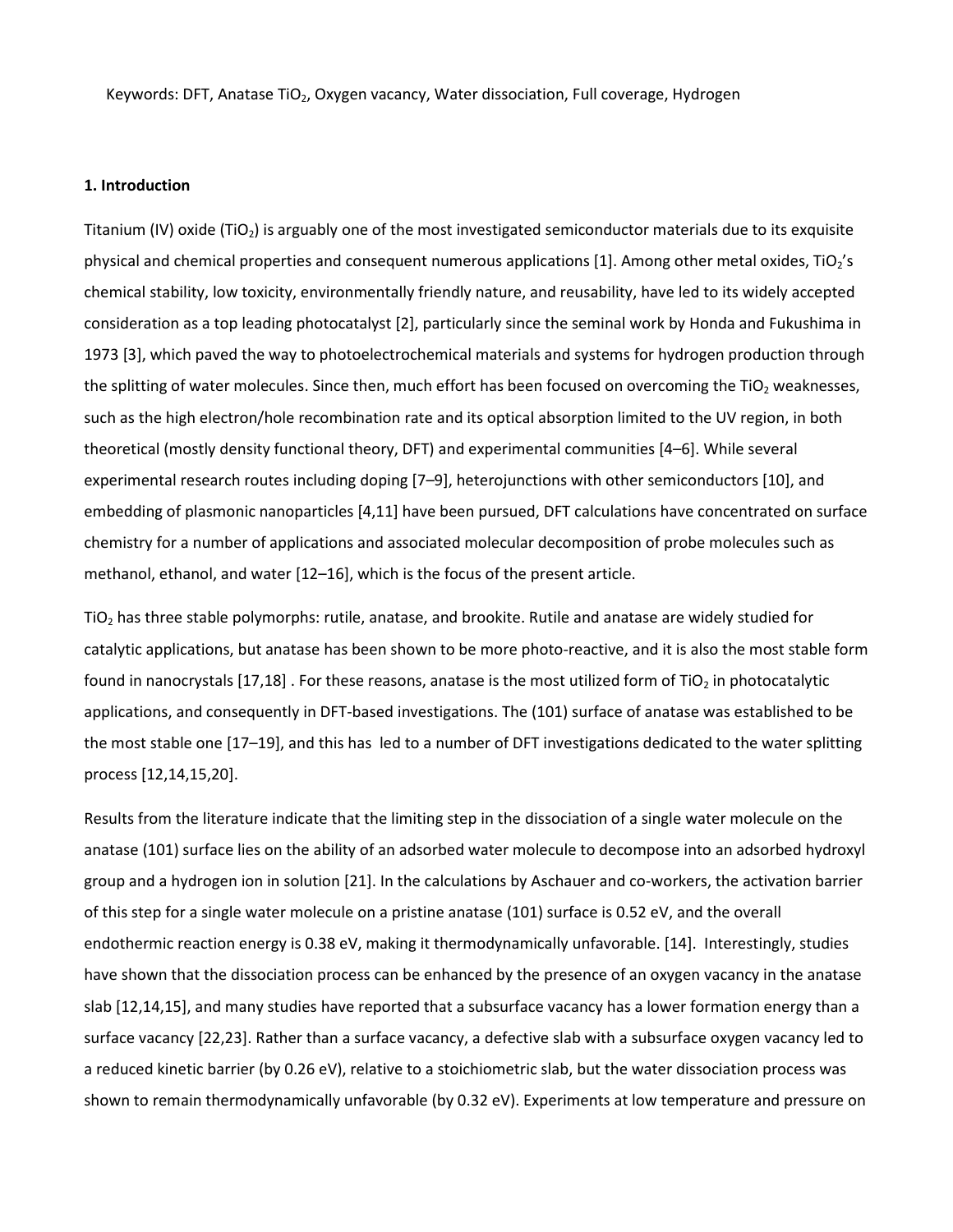Keywords: DFT, Anatase $TiO_2$, Oxygen vacancy, Water dissociation, Full coverage, Hydrogen

## 1. Introduction

Titanium (IV) oxide ($TiO_2$) is arguably one of the most investigated semiconductor materials due to its exquisite physical and chemical properties and consequent numerous applications [1]. Among other metal oxides, $TiO_2$'s chemical stability, low toxicity, environmentally friendly nature, and reusability, have led to its widely accepted consideration as a top leading photocatalyst [2], particularly since the seminal work by Honda and Fukushima in 1973 [3], which paved the way to photoelectrochemical materials and systems for hydrogen production through the splitting of water molecules. Since then, much effort has been focused on overcoming the $TiO_2$ weaknesses, such as the high electron/hole recombination rate and its optical absorption limited to the UV region, in both theoretical (mostly density functional theory, DFT) and experimental communities [4–6]. While several experimental research routes including doping [7–9], heterojunctions with other semiconductors [10], and embedding of plasmonic nanoparticles [4,11] have been pursued, DFT calculations have concentrated on surface chemistry for a number of applications and associated molecular decomposition of probe molecules such as methanol, ethanol, and water [12–16], which is the focus of the present article.

$TiO_2$ has three stable polymorphs: rutile, anatase, and brookite. Rutile and anatase are widely studied for catalytic applications, but anatase has been shown to be more photo-reactive, and it is also the most stable form found in nanocrystals [17,18] . For these reasons, anatase is the most utilized form of $TiO_2$ in photocatalytic applications, and consequently in DFT-based investigations. The (101) surface of anatase was established to be the most stable one [17–19], and this has led to a number of DFT investigations dedicated to the water splitting process [12,14,15,20].

Results from the literature indicate that the limiting step in the dissociation of a single water molecule on the anatase (101) surface lies on the ability of an adsorbed water molecule to decompose into an adsorbed hydroxyl group and a hydrogen ion in solution [21]. In the calculations by Aschauer and co-workers, the activation barrier of this step for a single water molecule on a pristine anatase (101) surface is 0.52 eV, and the overall endothermic reaction energy is 0.38 eV, making it thermodynamically unfavorable. [14]. Interestingly, studies have shown that the dissociation process can be enhanced by the presence of an oxygen vacancy in the anatase slab [12,14,15], and many studies have reported that a subsurface vacancy has a lower formation energy than a surface vacancy [22,23]. Rather than a surface vacancy, a defective slab with a subsurface oxygen vacancy led to a reduced kinetic barrier (by 0.26 eV), relative to a stoichiometric slab, but the water dissociation process was shown to remain thermodynamically unfavorable (by 0.32 eV). Experiments at low temperature and pressure on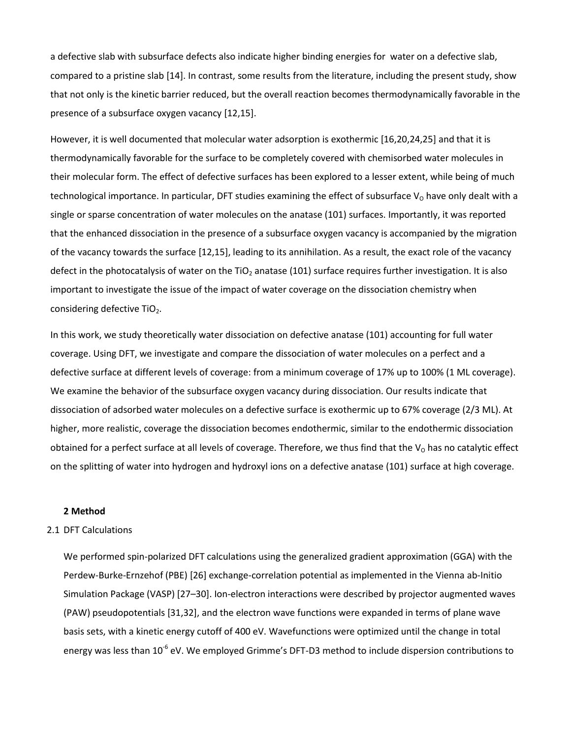a defective slab with subsurface defects also indicate higher binding energies for water on a defective slab, compared to a pristine slab [14]. In contrast, some results from the literature, including the present study, show that not only is the kinetic barrier reduced, but the overall reaction becomes thermodynamically favorable in the presence of a subsurface oxygen vacancy [12,15].

However, it is well documented that molecular water adsorption is exothermic [16,20,24,25] and that it is thermodynamically favorable for the surface to be completely covered with chemisorbed water molecules in their molecular form. The effect of defective surfaces has been explored to a lesser extent, while being of much technological importance. In particular, DFT studies examining the effect of subsurface $V_O$ have only dealt with a single or sparse concentration of water molecules on the anatase (101) surfaces. Importantly, it was reported that the enhanced dissociation in the presence of a subsurface oxygen vacancy is accompanied by the migration of the vacancy towards the surface [12,15], leading to its annihilation. As a result, the exact role of the vacancy defect in the photocatalysis of water on the $TiO_2$ anatase (101) surface requires further investigation. It is also important to investigate the issue of the impact of water coverage on the dissociation chemistry when considering defective $TiO_2$.

In this work, we study theoretically water dissociation on defective anatase (101) accounting for full water coverage. Using DFT, we investigate and compare the dissociation of water molecules on a perfect and a defective surface at different levels of coverage: from a minimum coverage of 17% up to 100% (1 ML coverage). We examine the behavior of the subsurface oxygen vacancy during dissociation. Our results indicate that dissociation of adsorbed water molecules on a defective surface is exothermic up to 67% coverage (2/3 ML). At higher, more realistic, coverage the dissociation becomes endothermic, similar to the endothermic dissociation obtained for a perfect surface at all levels of coverage. Therefore, we thus find that the $V_O$ has no catalytic effect on the splitting of water into hydrogen and hydroxyl ions on a defective anatase (101) surface at high coverage.

## 2 Method

### 2.1 DFT Calculations

We performed spin-polarized DFT calculations using the generalized gradient approximation (GGA) with the Perdew-Burke-Ernzehof (PBE) [26] exchange-correlation potential as implemented in the Vienna ab-Initio Simulation Package (VASP) [27–30]. Ion-electron interactions were described by projector augmented waves (PAW) pseudopotentials [31,32], and the electron wave functions were expanded in terms of plane wave basis sets, with a kinetic energy cutoff of 400 eV. Wavefunctions were optimized until the change in total energy was less than $10^{-6}$ eV. We employed Grimme's DFT-D3 method to include dispersion contributions to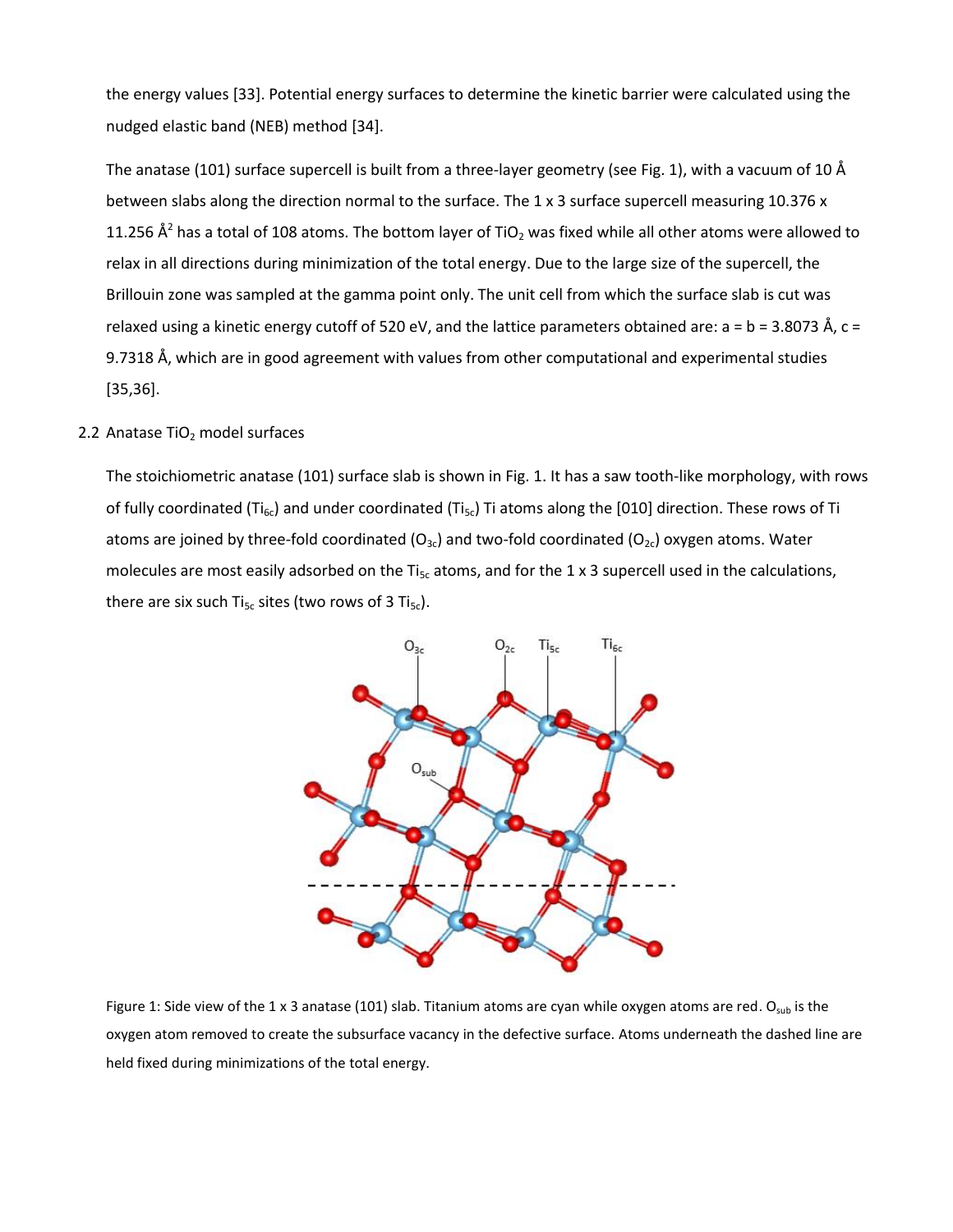the energy values [33]. Potential energy surfaces to determine the kinetic barrier were calculated using the nudged elastic band (NEB) method [34].

The anatase (101) surface supercell is built from a three-layer geometry (see Fig. 1), with a vacuum of 10 Å between slabs along the direction normal to the surface. The 1 x 3 surface supercell measuring 10.376 x 11.256 $Å^2$ has a total of 108 atoms. The bottom layer of $TiO_2$ was fixed while all other atoms were allowed to relax in all directions during minimization of the total energy. Due to the large size of the supercell, the Brillouin zone was sampled at the gamma point only. The unit cell from which the surface slab is cut was relaxed using a kinetic energy cutoff of 520 eV, and the lattice parameters obtained are: a = b = 3.8073 Å, c = 9.7318 Å, which are in good agreement with values from other computational and experimental studies [35,36].

## 2.2 Anatase $TiO_2$ model surfaces

The stoichiometric anatase (101) surface slab is shown in Fig. 1. It has a saw tooth-like morphology, with rows of fully coordinated ($Ti_{6c}$) and under coordinated ($Ti_{5c}$) Ti atoms along the [010] direction. These rows of Ti atoms are joined by three-fold coordinated ($O_{3c}$) and two-fold coordinated ($O_{2c}$) oxygen atoms. Water molecules are most easily adsorbed on the $Ti_{5c}$ atoms, and for the 1 x 3 supercell used in the calculations, there are six such $Ti_{5c}$ sites (two rows of 3 $Ti_{5c}$).

Figure 1: Side view of the 1 x 3 anatase (101) slab. Titanium atoms are cyan while oxygen atoms are red. $O_{sub}$ is the oxygen atom removed to create the subsurface vacancy in the defective surface. Atoms underneath the dashed line are held fixed during minimizations of the total energy.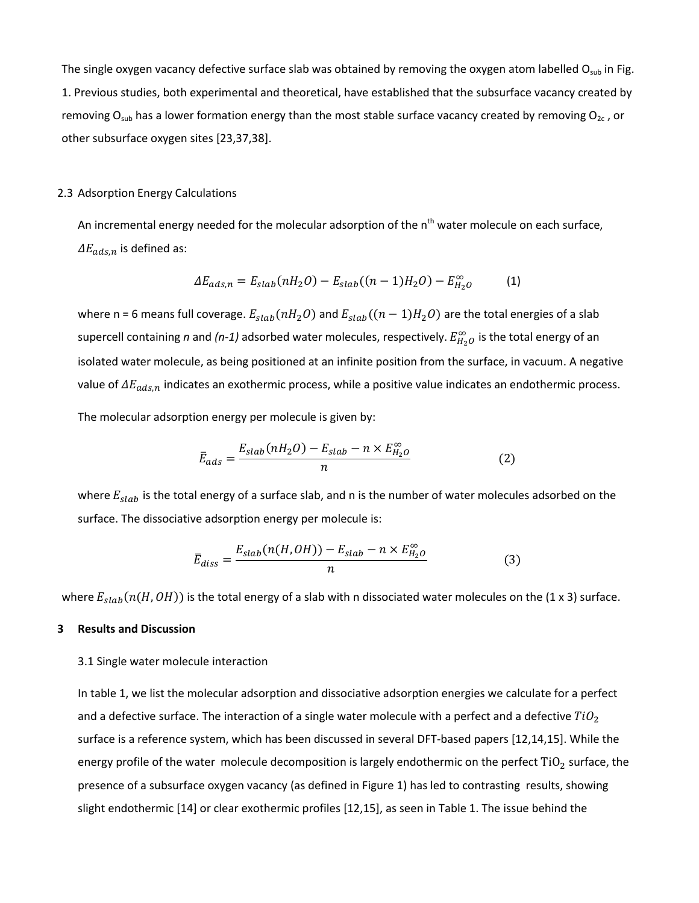The single oxygen vacancy defective surface slab was obtained by removing the oxygen atom labelled $O_{sub}$ in Fig. 1. Previous studies, both experimental and theoretical, have established that the subsurface vacancy created by removing $O_{sub}$ has a lower formation energy than the most stable surface vacancy created by removing $O_{2c}$ , or other subsurface oxygen sites [23,37,38].

2.3 Adsorption Energy Calculations

An incremental energy needed for the molecular adsorption of the n[th] water molecule on each surface, $\Delta E_{ads,n}$ is defined as:

$$\Delta E_{ads,n} = E_{slab}(nH_2O) - E_{slab}((n-1)H_2O) - E_{H_2O}^{\infty} \tag{1}$$

where n = 6 means full coverage. $E_{slab}(nH_2O)$ and $E_{slab}((n-1)H_2O)$ are the total energies of a slab supercell containing *n* and *(n-1)* adsorbed water molecules, respectively. $E_{H_2O}^{\infty}$ is the total energy of an isolated water molecule, as being positioned at an infinite position from the surface, in vacuum. A negative value of $\Delta E_{ads,n}$ indicates an exothermic process, while a positive value indicates an endothermic process.

The molecular adsorption energy per molecule is given by:

$$\bar{E}_{ads} = \frac{E_{slab}(nH_2O) - E_{slab} - n \times E_{H_2O}^{\infty}}{n} \tag{2}$$

where $E_{slab}$ is the total energy of a surface slab, and n is the number of water molecules adsorbed on the surface. The dissociative adsorption energy per molecule is:

$$\bar{E}_{diss} = \frac{E_{slab}(n(H,OH)) - E_{slab} - n \times E_{H_2O}^{\infty}}{n} \tag{3}$$

where $E_{slab}(n(H,OH))$ is the total energy of a slab with n dissociated water molecules on the (1 x 3) surface.

## 3 Results and Discussion

### 3.1 Single water molecule interaction

In table 1, we list the molecular adsorption and dissociative adsorption energies we calculate for a perfect and a defective surface. The interaction of a single water molecule with a perfect and a defective $TiO_2$ surface is a reference system, which has been discussed in several DFT-based papers [12,14,15]. While the energy profile of the water molecule decomposition is largely endothermic on the perfect $TiO_2$ surface, the presence of a subsurface oxygen vacancy (as defined in Figure 1) has led to contrasting results, showing slight endothermic [14] or clear exothermic profiles [12,15], as seen in Table 1. The issue behind the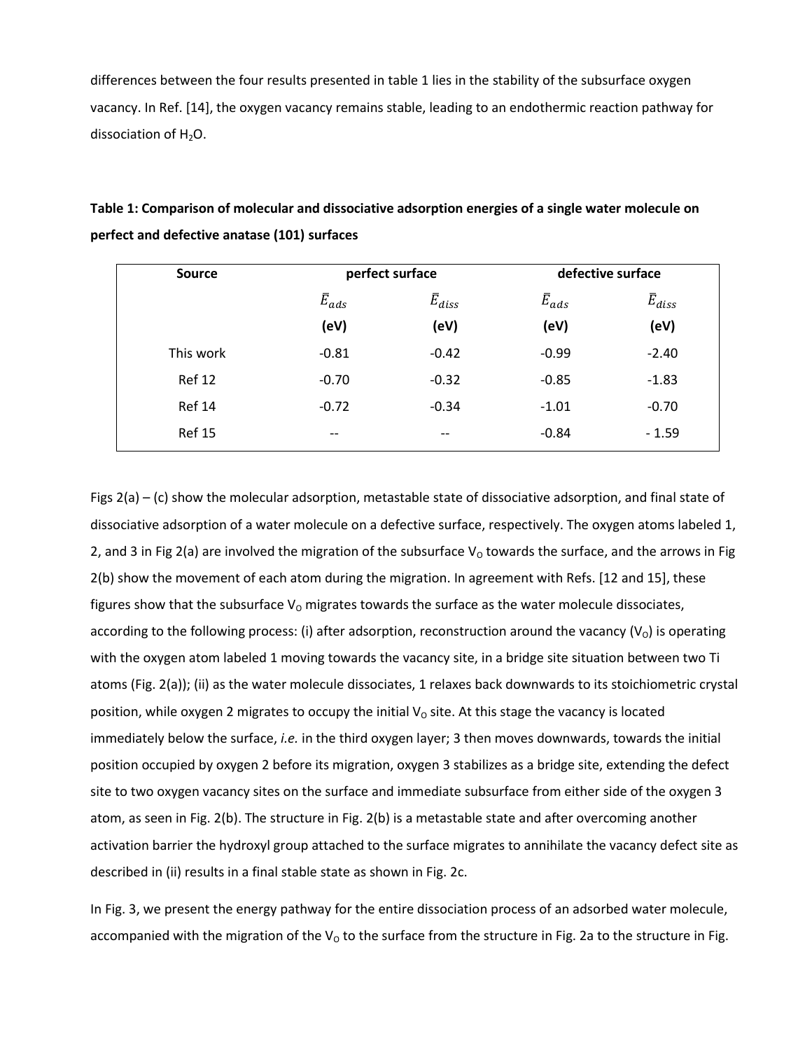differences between the four results presented in table 1 lies in the stability of the subsurface oxygen vacancy. In Ref. [14], the oxygen vacancy remains stable, leading to an endothermic reaction pathway for dissociation of $H_2O$.

**Table 1: Comparison of molecular and dissociative adsorption energies of a single water molecule on perfect and defective anatase (101) surfaces**

| Source | perfect surface | | defective surface | |
|---|---|---|---|---|
| | $\bar{E}_{ads}$ (eV) | $\bar{E}_{diss}$ (eV) | $\bar{E}_{ads}$ (eV) | $\bar{E}_{diss}$ (eV) |
| This work | -0.81 | -0.42 | -0.99 | -2.40 |
| Ref 12 | -0.70 | -0.32 | -0.85 | -1.83 |
| Ref 14 | -0.72 | -0.34 | -1.01 | -0.70 |
| Ref 15 | -- | -- | -0.84 | - 1.59 |

Figs 2(a) – (c) show the molecular adsorption, metastable state of dissociative adsorption, and final state of dissociative adsorption of a water molecule on a defective surface, respectively. The oxygen atoms labeled 1, 2, and 3 in Fig 2(a) are involved the migration of the subsurface $V_O$ towards the surface, and the arrows in Fig 2(b) show the movement of each atom during the migration. In agreement with Refs. [12 and 15], these figures show that the subsurface $V_O$ migrates towards the surface as the water molecule dissociates, according to the following process: (i) after adsorption, reconstruction around the vacancy ($V_O$) is operating with the oxygen atom labeled 1 moving towards the vacancy site, in a bridge site situation between two Ti atoms (Fig. 2(a)); (ii) as the water molecule dissociates, 1 relaxes back downwards to its stoichiometric crystal position, while oxygen 2 migrates to occupy the initial $V_O$ site. At this stage the vacancy is located immediately below the surface, *i.e.* in the third oxygen layer; 3 then moves downwards, towards the initial position occupied by oxygen 2 before its migration, oxygen 3 stabilizes as a bridge site, extending the defect site to two oxygen vacancy sites on the surface and immediate subsurface from either side of the oxygen 3 atom, as seen in Fig. 2(b). The structure in Fig. 2(b) is a metastable state and after overcoming another activation barrier the hydroxyl group attached to the surface migrates to annihilate the vacancy defect site as described in (ii) results in a final stable state as shown in Fig. 2c.

In Fig. 3, we present the energy pathway for the entire dissociation process of an adsorbed water molecule, accompanied with the migration of the $V_O$ to the surface from the structure in Fig. 2a to the structure in Fig.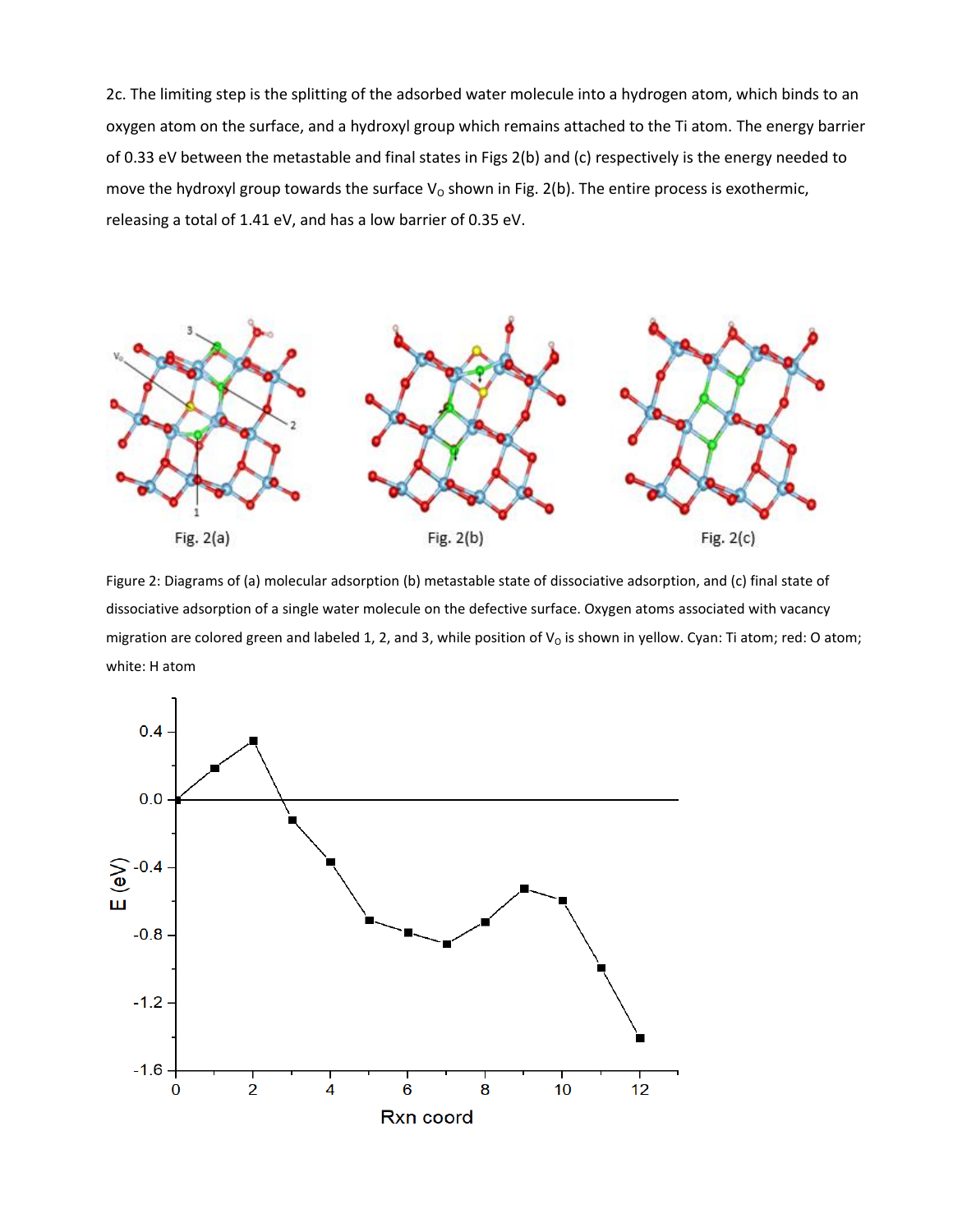2c. The limiting step is the splitting of the adsorbed water molecule into a hydrogen atom, which binds to an oxygen atom on the surface, and a hydroxyl group which remains attached to the Ti atom. The energy barrier of 0.33 eV between the metastable and final states in Figs 2(b) and (c) respectively is the energy needed to move the hydroxyl group towards the surface $V_O$ shown in Fig. 2(b). The entire process is exothermic, releasing a total of 1.41 eV, and has a low barrier of 0.35 eV.

Fig. 2(a) Fig. 2(b) Fig. 2(c)

Figure 2: Diagrams of (a) molecular adsorption (b) metastable state of dissociative adsorption, and (c) final state of dissociative adsorption of a single water molecule on the defective surface. Oxygen atoms associated with vacancy migration are colored green and labeled 1, 2, and 3, while position of $V_O$ is shown in yellow. Cyan: Ti atom; red: O atom; white: H atom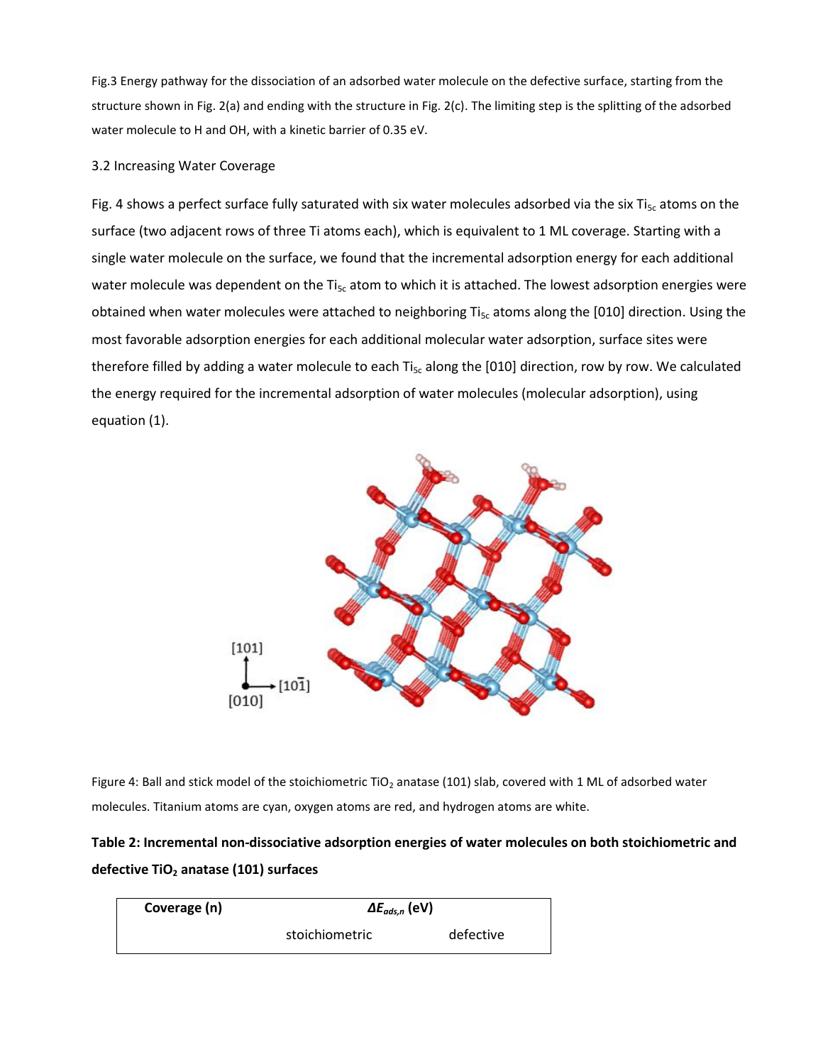Fig.3 Energy pathway for the dissociation of an adsorbed water molecule on the defective surface, starting from the structure shown in Fig. 2(a) and ending with the structure in Fig. 2(c). The limiting step is the splitting of the adsorbed water molecule to H and OH, with a kinetic barrier of 0.35 eV.

### 3.2 Increasing Water Coverage

Fig. 4 shows a perfect surface fully saturated with six water molecules adsorbed via the six $Ti_{5c}$ atoms on the surface (two adjacent rows of three Ti atoms each), which is equivalent to 1 ML coverage. Starting with a single water molecule on the surface, we found that the incremental adsorption energy for each additional water molecule was dependent on the $Ti_{5c}$ atom to which it is attached. The lowest adsorption energies were obtained when water molecules were attached to neighboring $Ti_{5c}$ atoms along the [010] direction. Using the most favorable adsorption energies for each additional molecular water adsorption, surface sites were therefore filled by adding a water molecule to each $Ti_{5c}$ along the [010] direction, row by row. We calculated the energy required for the incremental adsorption of water molecules (molecular adsorption), using equation (1).

Figure 4: Ball and stick model of the stoichiometric $TiO_2$ anatase (101) slab, covered with 1 ML of adsorbed water molecules. Titanium atoms are cyan, oxygen atoms are red, and hydrogen atoms are white.

**Table 2: Incremental non-dissociative adsorption energies of water molecules on both stoichiometric and defective $TiO_2$ anatase (101) surfaces**

| Coverage (n) | $\Delta E_{ads,n}$ (eV) | |
|---|---|---|
| | stoichiometric | defective |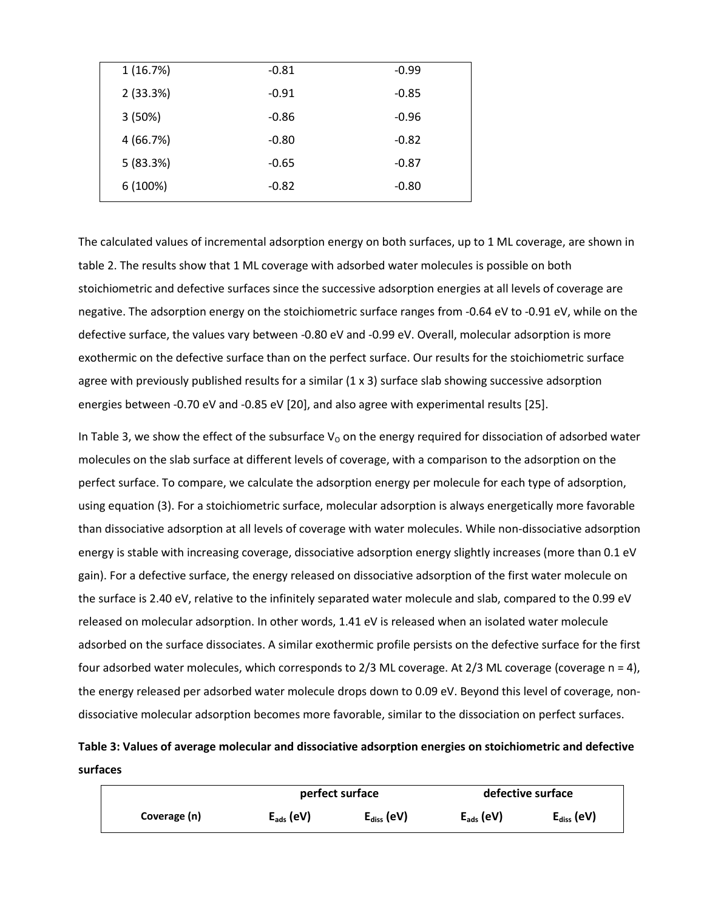| 1 (16.7%) | -0.81 | -0.99 |
| --- | --- | --- |
| 2 (33.3%) | -0.91 | -0.85 |
| 3 (50%) | -0.86 | -0.96 |
| 4 (66.7%) | -0.80 | -0.82 |
| 5 (83.3%) | -0.65 | -0.87 |
| 6 (100%) | -0.82 | -0.80 |

The calculated values of incremental adsorption energy on both surfaces, up to 1 ML coverage, are shown in table 2. The results show that 1 ML coverage with adsorbed water molecules is possible on both stoichiometric and defective surfaces since the successive adsorption energies at all levels of coverage are negative. The adsorption energy on the stoichiometric surface ranges from -0.64 eV to -0.91 eV, while on the defective surface, the values vary between -0.80 eV and -0.99 eV. Overall, molecular adsorption is more exothermic on the defective surface than on the perfect surface. Our results for the stoichiometric surface agree with previously published results for a similar (1 x 3) surface slab showing successive adsorption energies between -0.70 eV and -0.85 eV [20], and also agree with experimental results [25].

In Table 3, we show the effect of the subsurface $V_O$ on the energy required for dissociation of adsorbed water molecules on the slab surface at different levels of coverage, with a comparison to the adsorption on the perfect surface. To compare, we calculate the adsorption energy per molecule for each type of adsorption, using equation (3). For a stoichiometric surface, molecular adsorption is always energetically more favorable than dissociative adsorption at all levels of coverage with water molecules. While non-dissociative adsorption energy is stable with increasing coverage, dissociative adsorption energy slightly increases (more than 0.1 eV gain). For a defective surface, the energy released on dissociative adsorption of the first water molecule on the surface is 2.40 eV, relative to the infinitely separated water molecule and slab, compared to the 0.99 eV released on molecular adsorption. In other words, 1.41 eV is released when an isolated water molecule adsorbed on the surface dissociates. A similar exothermic profile persists on the defective surface for the first four adsorbed water molecules, which corresponds to 2/3 ML coverage. At 2/3 ML coverage (coverage n = 4), the energy released per adsorbed water molecule drops down to 0.09 eV. Beyond this level of coverage, non-dissociative molecular adsorption becomes more favorable, similar to the dissociation on perfect surfaces.

**Table 3: Values of average molecular and dissociative adsorption energies on stoichiometric and defective surfaces**

| | perfect surface | | defective surface | |
| --- | --- | --- | --- | --- |
| **Coverage (n)** | **$E_{ads}$ (eV)** | **$E_{diss}$ (eV)** | **$E_{ads}$ (eV)** | **$E_{diss}$ (eV)** |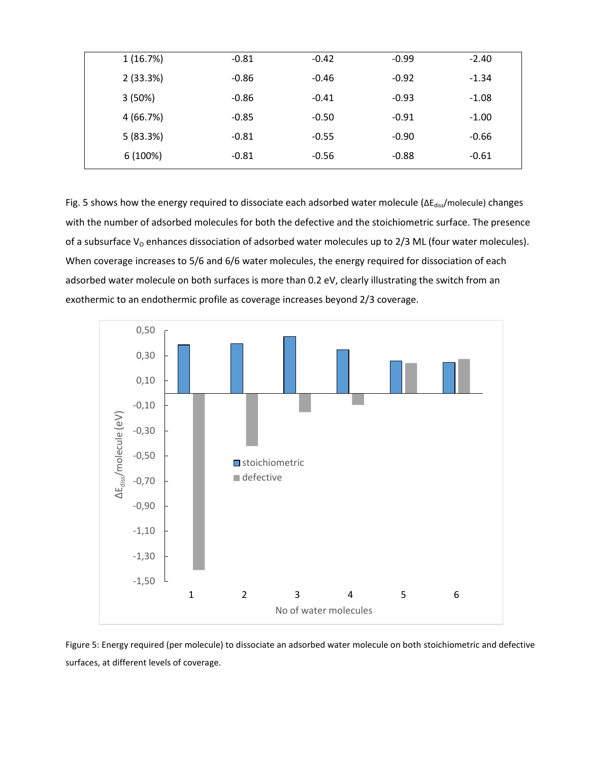| | | | | |
|---|---|---|---|---|
| 1 (16.7%) | -0.81 | -0.42 | -0.99 | -2.40 |
| 2 (33.3%) | -0.86 | -0.46 | -0.92 | -1.34 |
| 3 (50%) | -0.86 | -0.41 | -0.93 | -1.08 |
| 4 (66.7%) | -0.85 | -0.50 | -0.91 | -1.00 |
| 5 (83.3%) | -0.81 | -0.55 | -0.90 | -0.66 |
| 6 (100%) | -0.81 | -0.56 | -0.88 | -0.61 |

Fig. 5 shows how the energy required to dissociate each adsorbed water molecule ($\Delta E_{diss}$/molecule) changes with the number of adsorbed molecules for both the defective and the stoichiometric surface. The presence of a subsurface $V_O$ enhances dissociation of adsorbed water molecules up to 2/3 ML (four water molecules). When coverage increases to 5/6 and 6/6 water molecules, the energy required for dissociation of each adsorbed water molecule on both surfaces is more than 0.2 eV, clearly illustrating the switch from an exothermic to an endothermic profile as coverage increases beyond 2/3 coverage.

Figure 5: Energy required (per molecule) to dissociate an adsorbed water molecule on both stoichiometric and defective surfaces, at different levels of coverage.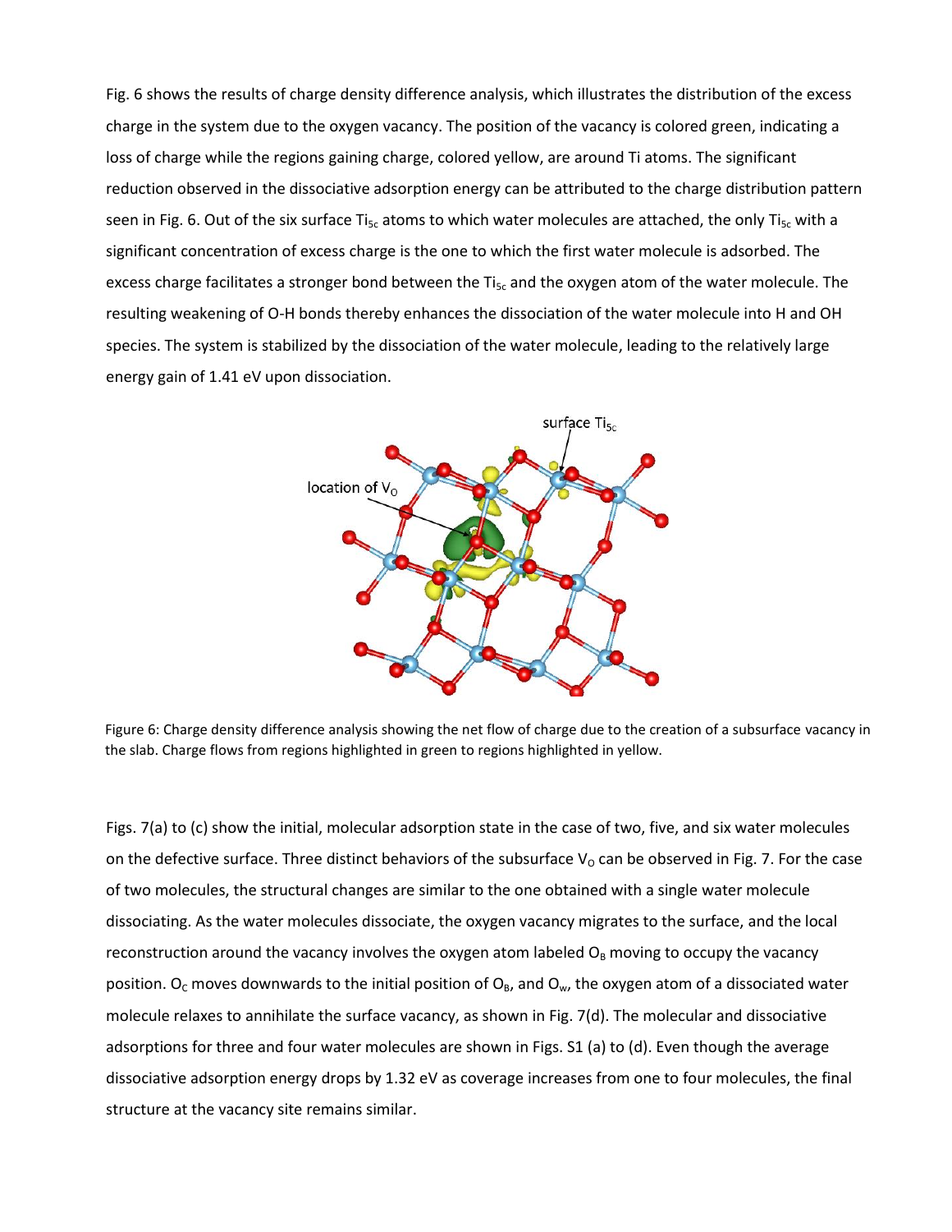Fig. 6 shows the results of charge density difference analysis, which illustrates the distribution of the excess charge in the system due to the oxygen vacancy. The position of the vacancy is colored green, indicating a loss of charge while the regions gaining charge, colored yellow, are around Ti atoms. The significant reduction observed in the dissociative adsorption energy can be attributed to the charge distribution pattern seen in Fig. 6. Out of the six surface $Ti_{5c}$ atoms to which water molecules are attached, the only $Ti_{5c}$ with a significant concentration of excess charge is the one to which the first water molecule is adsorbed. The excess charge facilitates a stronger bond between the $Ti_{5c}$ and the oxygen atom of the water molecule. The resulting weakening of O-H bonds thereby enhances the dissociation of the water molecule into H and OH species. The system is stabilized by the dissociation of the water molecule, leading to the relatively large energy gain of 1.41 eV upon dissociation.

Figure 6: Charge density difference analysis showing the net flow of charge due to the creation of a subsurface vacancy in the slab. Charge flows from regions highlighted in green to regions highlighted in yellow.

Figs. 7(a) to (c) show the initial, molecular adsorption state in the case of two, five, and six water molecules on the defective surface. Three distinct behaviors of the subsurface $V_O$ can be observed in Fig. 7. For the case of two molecules, the structural changes are similar to the one obtained with a single water molecule dissociating. As the water molecules dissociate, the oxygen vacancy migrates to the surface, and the local reconstruction around the vacancy involves the oxygen atom labeled $O_B$ moving to occupy the vacancy position. $O_C$ moves downwards to the initial position of $O_B$, and $O_w$, the oxygen atom of a dissociated water molecule relaxes to annihilate the surface vacancy, as shown in Fig. 7(d). The molecular and dissociative adsorptions for three and four water molecules are shown in Figs. S1 (a) to (d). Even though the average dissociative adsorption energy drops by 1.32 eV as coverage increases from one to four molecules, the final structure at the vacancy site remains similar.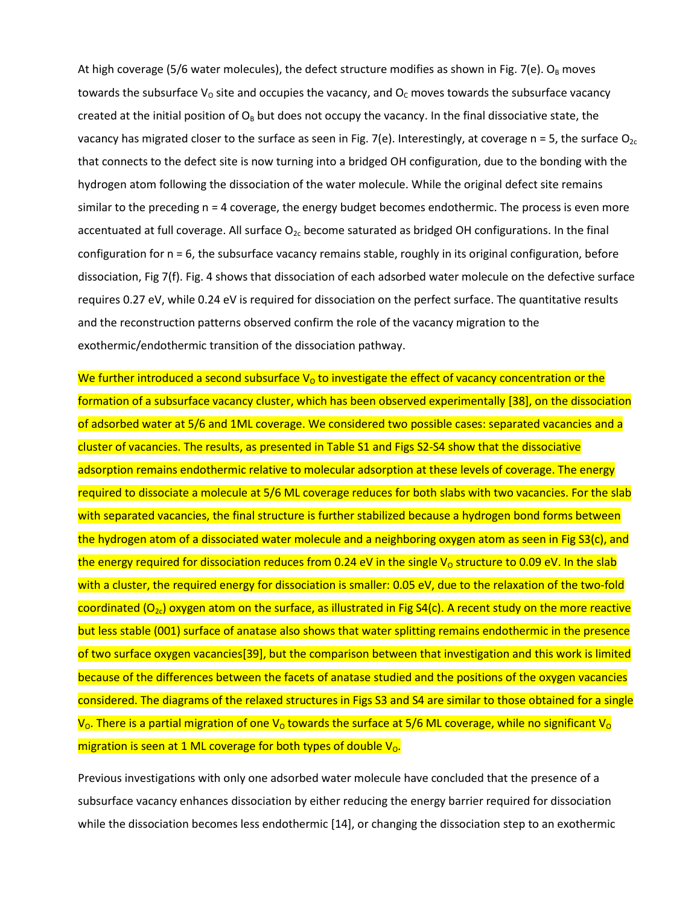At high coverage (5/6 water molecules), the defect structure modifies as shown in Fig. 7(e). $O_B$ moves towards the subsurface $V_O$ site and occupies the vacancy, and $O_C$ moves towards the subsurface vacancy created at the initial position of $O_B$ but does not occupy the vacancy. In the final dissociative state, the vacancy has migrated closer to the surface as seen in Fig. 7(e). Interestingly, at coverage n = 5, the surface $O_{2c}$ that connects to the defect site is now turning into a bridged OH configuration, due to the bonding with the hydrogen atom following the dissociation of the water molecule. While the original defect site remains similar to the preceding n = 4 coverage, the energy budget becomes endothermic. The process is even more accentuated at full coverage. All surface $O_{2c}$ become saturated as bridged OH configurations. In the final configuration for n = 6, the subsurface vacancy remains stable, roughly in its original configuration, before dissociation, Fig 7(f). Fig. 4 shows that dissociation of each adsorbed water molecule on the defective surface requires 0.27 eV, while 0.24 eV is required for dissociation on the perfect surface. The quantitative results and the reconstruction patterns observed confirm the role of the vacancy migration to the exothermic/endothermic transition of the dissociation pathway.

We further introduced a second subsurface $V_O$ to investigate the effect of vacancy concentration or the formation of a subsurface vacancy cluster, which has been observed experimentally [38], on the dissociation of adsorbed water at 5/6 and 1ML coverage. We considered two possible cases: separated vacancies and a cluster of vacancies. The results, as presented in Table S1 and Figs S2-S4 show that the dissociative adsorption remains endothermic relative to molecular adsorption at these levels of coverage. The energy required to dissociate a molecule at 5/6 ML coverage reduces for both slabs with two vacancies. For the slab with separated vacancies, the final structure is further stabilized because a hydrogen bond forms between the hydrogen atom of a dissociated water molecule and a neighboring oxygen atom as seen in Fig S3(c), and the energy required for dissociation reduces from 0.24 eV in the single $V_O$ structure to 0.09 eV. In the slab with a cluster, the required energy for dissociation is smaller: 0.05 eV, due to the relaxation of the two-fold coordinated ($O_{2c}$) oxygen atom on the surface, as illustrated in Fig S4(c). A recent study on the more reactive but less stable (001) surface of anatase also shows that water splitting remains endothermic in the presence of two surface oxygen vacancies[39], but the comparison between that investigation and this work is limited because of the differences between the facets of anatase studied and the positions of the oxygen vacancies considered. The diagrams of the relaxed structures in Figs S3 and S4 are similar to those obtained for a single $V_O$. There is a partial migration of one $V_O$ towards the surface at 5/6 ML coverage, while no significant $V_O$ migration is seen at 1 ML coverage for both types of double $V_O$.

Previous investigations with only one adsorbed water molecule have concluded that the presence of a subsurface vacancy enhances dissociation by either reducing the energy barrier required for dissociation while the dissociation becomes less endothermic [14], or changing the dissociation step to an exothermic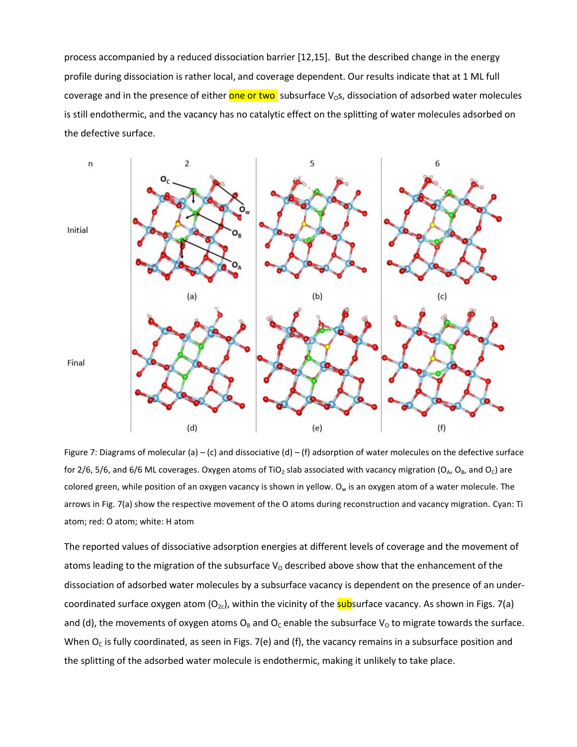process accompanied by a reduced dissociation barrier [12,15]. But the described change in the energy profile during dissociation is rather local, and coverage dependent. Our results indicate that at 1 ML full coverage and in the presence of either one or two subsurface $V_O$s, dissociation of adsorbed water molecules is still endothermic, and the vacancy has no catalytic effect on the splitting of water molecules adsorbed on the defective surface.

Figure 7: Diagrams of molecular (a) – (c) and dissociative (d) – (f) adsorption of water molecules on the defective surface for 2/6, 5/6, and 6/6 ML coverages. Oxygen atoms of $TiO_2$ slab associated with vacancy migration ($O_A$, $O_B$, and $O_C$) are colored green, while position of an oxygen vacancy is shown in yellow. $O_w$ is an oxygen atom of a water molecule. The arrows in Fig. 7(a) show the respective movement of the O atoms during reconstruction and vacancy migration. Cyan: Ti atom; red: O atom; white: H atom

The reported values of dissociative adsorption energies at different levels of coverage and the movement of atoms leading to the migration of the subsurface $V_O$ described above show that the enhancement of the dissociation of adsorbed water molecules by a subsurface vacancy is dependent on the presence of an under-coordinated surface oxygen atom ($O_{2c}$), within the vicinity of the subsurface vacancy. As shown in Figs. 7(a) and (d), the movements of oxygen atoms $O_B$ and $O_C$ enable the subsurface $V_O$ to migrate towards the surface. When $O_C$ is fully coordinated, as seen in Figs. 7(e) and (f), the vacancy remains in a subsurface position and the splitting of the adsorbed water molecule is endothermic, making it unlikely to take place.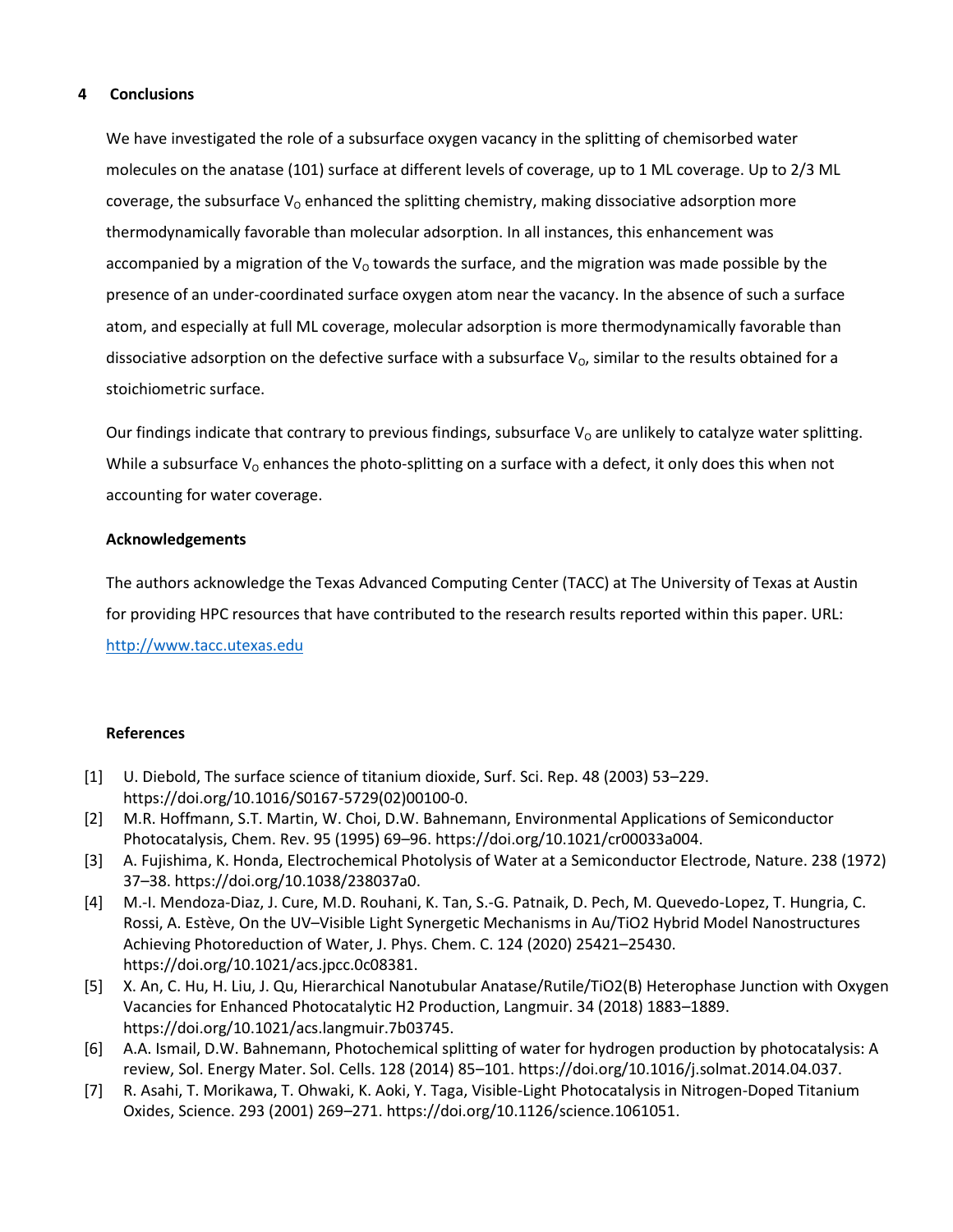## 4 Conclusions

We have investigated the role of a subsurface oxygen vacancy in the splitting of chemisorbed water molecules on the anatase (101) surface at different levels of coverage, up to 1 ML coverage. Up to 2/3 ML coverage, the subsurface $V_O$ enhanced the splitting chemistry, making dissociative adsorption more thermodynamically favorable than molecular adsorption. In all instances, this enhancement was accompanied by a migration of the $V_O$ towards the surface, and the migration was made possible by the presence of an under-coordinated surface oxygen atom near the vacancy. In the absence of such a surface atom, and especially at full ML coverage, molecular adsorption is more thermodynamically favorable than dissociative adsorption on the defective surface with a subsurface $V_O$, similar to the results obtained for a stoichiometric surface.

Our findings indicate that contrary to previous findings, subsurface $V_O$ are unlikely to catalyze water splitting. While a subsurface $V_O$ enhances the photo-splitting on a surface with a defect, it only does this when not accounting for water coverage.

**Acknowledgements**

The authors acknowledge the Texas Advanced Computing Center (TACC) at The University of Texas at Austin for providing HPC resources that have contributed to the research results reported within this paper. URL: http://www.tacc.utexas.edu

**References**

[1] U. Diebold, The surface science of titanium dioxide, Surf. Sci. Rep. 48 (2003) 53–229. https://doi.org/10.1016/S0167-5729(02)00100-0.

[2] M.R. Hoffmann, S.T. Martin, W. Choi, D.W. Bahnemann, Environmental Applications of Semiconductor Photocatalysis, Chem. Rev. 95 (1995) 69–96. https://doi.org/10.1021/cr00033a004.

[3] A. Fujishima, K. Honda, Electrochemical Photolysis of Water at a Semiconductor Electrode, Nature. 238 (1972) 37–38. https://doi.org/10.1038/238037a0.

[4] M.-I. Mendoza-Diaz, J. Cure, M.D. Rouhani, K. Tan, S.-G. Patnaik, D. Pech, M. Quevedo-Lopez, T. Hungria, C. Rossi, A. Estève, On the UV–Visible Light Synergetic Mechanisms in Au/TiO2 Hybrid Model Nanostructures Achieving Photoreduction of Water, J. Phys. Chem. C. 124 (2020) 25421–25430. https://doi.org/10.1021/acs.jpcc.0c08381.

[5] X. An, C. Hu, H. Liu, J. Qu, Hierarchical Nanotubular Anatase/Rutile/TiO2(B) Heterophase Junction with Oxygen Vacancies for Enhanced Photocatalytic H2 Production, Langmuir. 34 (2018) 1883–1889. https://doi.org/10.1021/acs.langmuir.7b03745.

[6] A.A. Ismail, D.W. Bahnemann, Photochemical splitting of water for hydrogen production by photocatalysis: A review, Sol. Energy Mater. Sol. Cells. 128 (2014) 85–101. https://doi.org/10.1016/j.solmat.2014.04.037.

[7] R. Asahi, T. Morikawa, T. Ohwaki, K. Aoki, Y. Taga, Visible-Light Photocatalysis in Nitrogen-Doped Titanium Oxides, Science. 293 (2001) 269–271. https://doi.org/10.1126/science.1061051.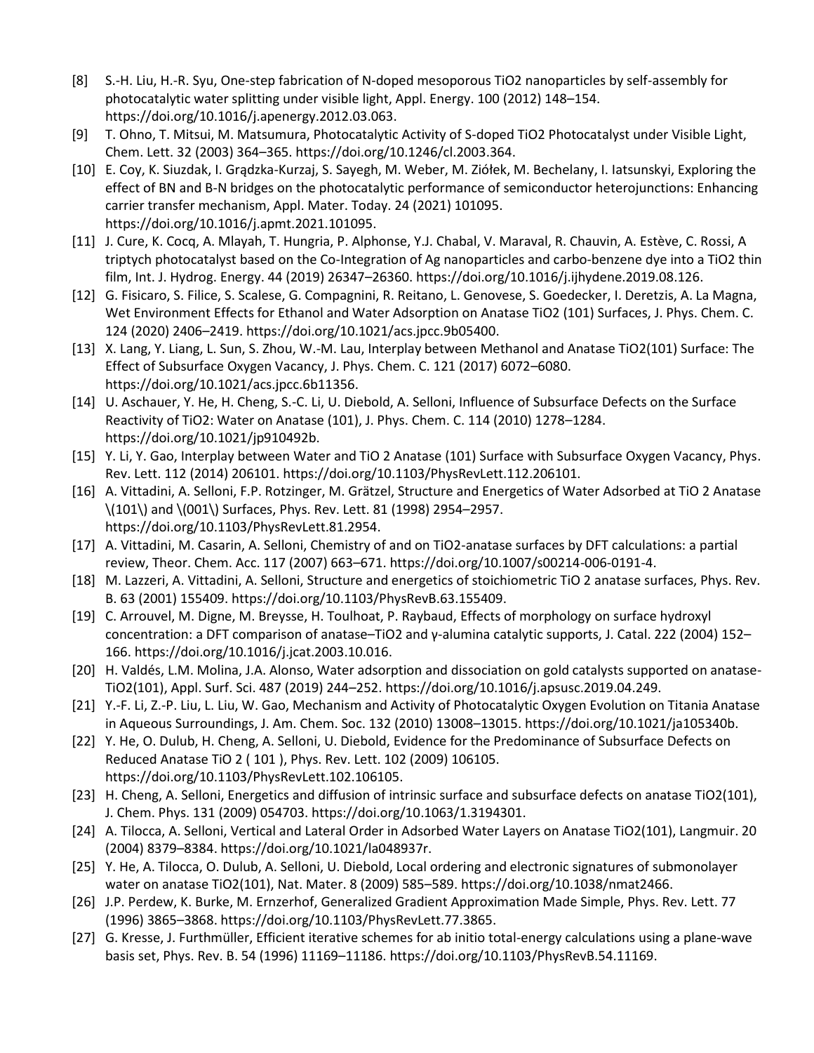[8] S.-H. Liu, H.-R. Syu, One-step fabrication of N-doped mesoporous $TiO_2$ nanoparticles by self-assembly for photocatalytic water splitting under visible light, Appl. Energy. 100 (2012) 148–154. https://doi.org/10.1016/j.apenergy.2012.03.063.

[9] T. Ohno, T. Mitsui, M. Matsumura, Photocatalytic Activity of S-doped $TiO_2$ Photocatalyst under Visible Light, Chem. Lett. 32 (2003) 364–365. https://doi.org/10.1246/cl.2003.364.

[10] E. Coy, K. Siuzdak, I. Grądzka-Kurzaj, S. Sayegh, M. Weber, M. Ziółek, M. Bechelany, I. Iatsunskyi, Exploring the effect of BN and B-N bridges on the photocatalytic performance of semiconductor heterojunctions: Enhancing carrier transfer mechanism, Appl. Mater. Today. 24 (2021) 101095. https://doi.org/10.1016/j.apmt.2021.101095.

[11] J. Cure, K. Cocq, A. Mlayah, T. Hungria, P. Alphonse, Y.J. Chabal, V. Maraval, R. Chauvin, A. Estève, C. Rossi, A triptych photocatalyst based on the Co-Integration of Ag nanoparticles and carbo-benzene dye into a $TiO_2$ thin film, Int. J. Hydrog. Energy. 44 (2019) 26347–26360. https://doi.org/10.1016/j.ijhydene.2019.08.126.

[12] G. Fisicaro, S. Filice, S. Scalese, G. Compagnini, R. Reitano, L. Genovese, S. Goedecker, I. Deretzis, A. La Magna, Wet Environment Effects for Ethanol and Water Adsorption on Anatase $TiO_2$ (101) Surfaces, J. Phys. Chem. C. 124 (2020) 2406–2419. https://doi.org/10.1021/acs.jpcc.9b05400.

[13] X. Lang, Y. Liang, L. Sun, S. Zhou, W.-M. Lau, Interplay between Methanol and Anatase $TiO_2$(101) Surface: The Effect of Subsurface Oxygen Vacancy, J. Phys. Chem. C. 121 (2017) 6072–6080. https://doi.org/10.1021/acs.jpcc.6b11356.

[14] U. Aschauer, Y. He, H. Cheng, S.-C. Li, U. Diebold, A. Selloni, Influence of Subsurface Defects on the Surface Reactivity of $TiO_2$: Water on Anatase (101), J. Phys. Chem. C. 114 (2010) 1278–1284. https://doi.org/10.1021/jp910492b.

[15] Y. Li, Y. Gao, Interplay between Water and TiO 2 Anatase (101) Surface with Subsurface Oxygen Vacancy, Phys. Rev. Lett. 112 (2014) 206101. https://doi.org/10.1103/PhysRevLett.112.206101.

[16] A. Vittadini, A. Selloni, F.P. Rotzinger, M. Grätzel, Structure and Energetics of Water Adsorbed at TiO 2 Anatase \(101\) and \(001\) Surfaces, Phys. Rev. Lett. 81 (1998) 2954–2957. https://doi.org/10.1103/PhysRevLett.81.2954.

[17] A. Vittadini, M. Casarin, A. Selloni, Chemistry of and on $TiO_2$-anatase surfaces by DFT calculations: a partial review, Theor. Chem. Acc. 117 (2007) 663–671. https://doi.org/10.1007/s00214-006-0191-4.

[18] M. Lazzeri, A. Vittadini, A. Selloni, Structure and energetics of stoichiometric TiO 2 anatase surfaces, Phys. Rev. B. 63 (2001) 155409. https://doi.org/10.1103/PhysRevB.63.155409.

[19] C. Arrouvel, M. Digne, M. Breysse, H. Toulhoat, P. Raybaud, Effects of morphology on surface hydroxyl concentration: a DFT comparison of anatase–$TiO_2$ and γ-alumina catalytic supports, J. Catal. 222 (2004) 152–166. https://doi.org/10.1016/j.jcat.2003.10.016.

[20] H. Valdés, L.M. Molina, J.A. Alonso, Water adsorption and dissociation on gold catalysts supported on anatase-$TiO_2$(101), Appl. Surf. Sci. 487 (2019) 244–252. https://doi.org/10.1016/j.apsusc.2019.04.249.

[21] Y.-F. Li, Z.-P. Liu, L. Liu, W. Gao, Mechanism and Activity of Photocatalytic Oxygen Evolution on Titania Anatase in Aqueous Surroundings, J. Am. Chem. Soc. 132 (2010) 13008–13015. https://doi.org/10.1021/ja105340b.

[22] Y. He, O. Dulub, H. Cheng, A. Selloni, U. Diebold, Evidence for the Predominance of Subsurface Defects on Reduced Anatase TiO 2 ( 101 ), Phys. Rev. Lett. 102 (2009) 106105. https://doi.org/10.1103/PhysRevLett.102.106105.

[23] H. Cheng, A. Selloni, Energetics and diffusion of intrinsic surface and subsurface defects on anatase $TiO_2$(101), J. Chem. Phys. 131 (2009) 054703. https://doi.org/10.1063/1.3194301.

[24] A. Tilocca, A. Selloni, Vertical and Lateral Order in Adsorbed Water Layers on Anatase $TiO_2$(101), Langmuir. 20 (2004) 8379–8384. https://doi.org/10.1021/la048937r.

[25] Y. He, A. Tilocca, O. Dulub, A. Selloni, U. Diebold, Local ordering and electronic signatures of submonolayer water on anatase $TiO_2$(101), Nat. Mater. 8 (2009) 585–589. https://doi.org/10.1038/nmat2466.

[26] J.P. Perdew, K. Burke, M. Ernzerhof, Generalized Gradient Approximation Made Simple, Phys. Rev. Lett. 77 (1996) 3865–3868. https://doi.org/10.1103/PhysRevLett.77.3865.

[27] G. Kresse, J. Furthmüller, Efficient iterative schemes for ab initio total-energy calculations using a plane-wave basis set, Phys. Rev. B. 54 (1996) 11169–11186. https://doi.org/10.1103/PhysRevB.54.11169.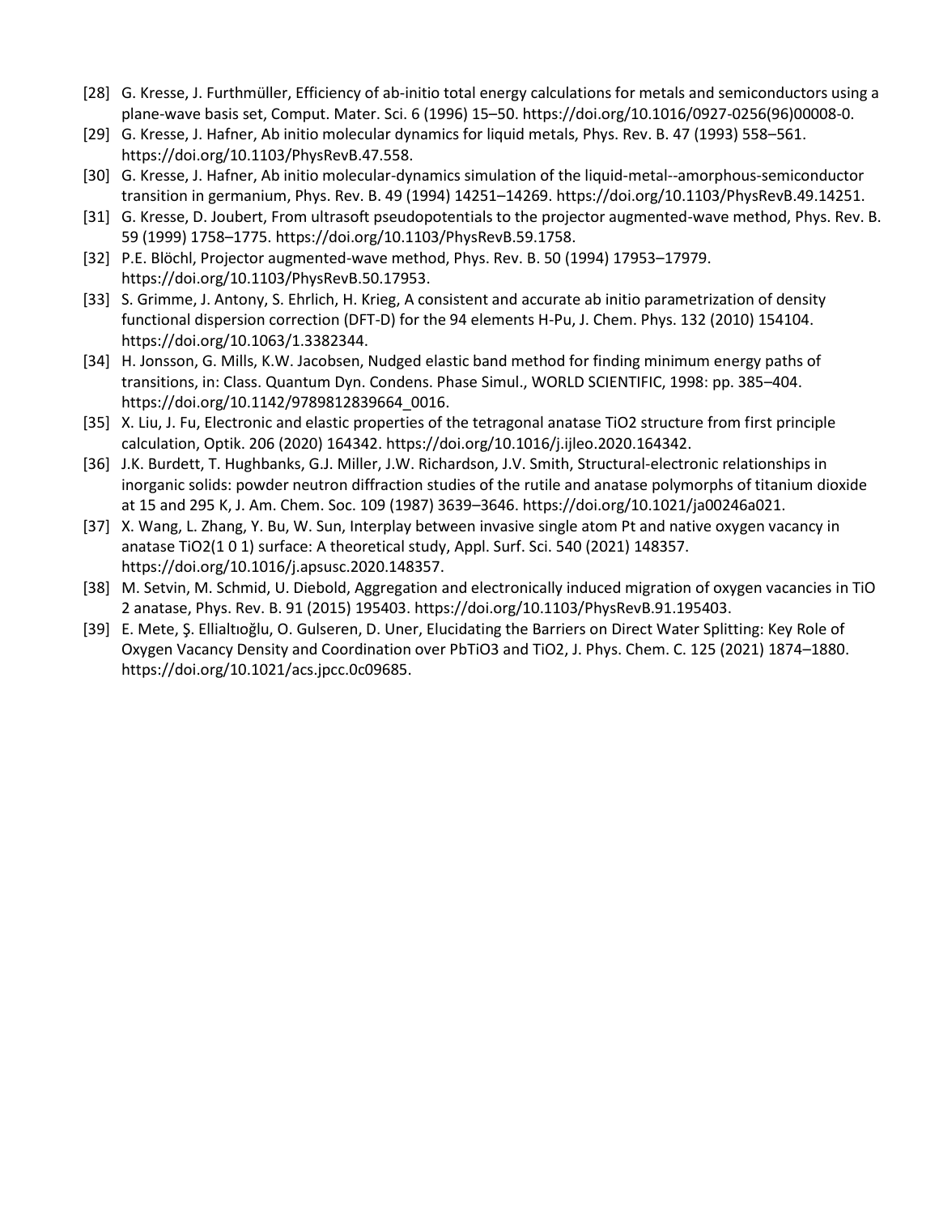[28] G. Kresse, J. Furthmüller, Efficiency of ab-initio total energy calculations for metals and semiconductors using a plane-wave basis set, Comput. Mater. Sci. 6 (1996) 15–50. https://doi.org/10.1016/0927-0256(96)00008-0.

[29] G. Kresse, J. Hafner, Ab initio molecular dynamics for liquid metals, Phys. Rev. B. 47 (1993) 558–561. https://doi.org/10.1103/PhysRevB.47.558.

[30] G. Kresse, J. Hafner, Ab initio molecular-dynamics simulation of the liquid-metal--amorphous-semiconductor transition in germanium, Phys. Rev. B. 49 (1994) 14251–14269. https://doi.org/10.1103/PhysRevB.49.14251.

[31] G. Kresse, D. Joubert, From ultrasoft pseudopotentials to the projector augmented-wave method, Phys. Rev. B. 59 (1999) 1758–1775. https://doi.org/10.1103/PhysRevB.59.1758.

[32] P.E. Blöchl, Projector augmented-wave method, Phys. Rev. B. 50 (1994) 17953–17979. https://doi.org/10.1103/PhysRevB.50.17953.

[33] S. Grimme, J. Antony, S. Ehrlich, H. Krieg, A consistent and accurate ab initio parametrization of density functional dispersion correction (DFT-D) for the 94 elements H-Pu, J. Chem. Phys. 132 (2010) 154104. https://doi.org/10.1063/1.3382344.

[34] H. Jonsson, G. Mills, K.W. Jacobsen, Nudged elastic band method for finding minimum energy paths of transitions, in: Class. Quantum Dyn. Condens. Phase Simul., WORLD SCIENTIFIC, 1998: pp. 385–404. https://doi.org/10.1142/9789812839664_0016.

[35] X. Liu, J. Fu, Electronic and elastic properties of the tetragonal anatase TiO2 structure from first principle calculation, Optik. 206 (2020) 164342. https://doi.org/10.1016/j.ijleo.2020.164342.

[36] J.K. Burdett, T. Hughbanks, G.J. Miller, J.W. Richardson, J.V. Smith, Structural-electronic relationships in inorganic solids: powder neutron diffraction studies of the rutile and anatase polymorphs of titanium dioxide at 15 and 295 K, J. Am. Chem. Soc. 109 (1987) 3639–3646. https://doi.org/10.1021/ja00246a021.

[37] X. Wang, L. Zhang, Y. Bu, W. Sun, Interplay between invasive single atom Pt and native oxygen vacancy in anatase TiO2(1 0 1) surface: A theoretical study, Appl. Surf. Sci. 540 (2021) 148357. https://doi.org/10.1016/j.apsusc.2020.148357.

[38] M. Setvin, M. Schmid, U. Diebold, Aggregation and electronically induced migration of oxygen vacancies in TiO 2 anatase, Phys. Rev. B. 91 (2015) 195403. https://doi.org/10.1103/PhysRevB.91.195403.

[39] E. Mete, Ş. Ellialtıoğlu, O. Gulseren, D. Uner, Elucidating the Barriers on Direct Water Splitting: Key Role of Oxygen Vacancy Density and Coordination over PbTiO3 and TiO2, J. Phys. Chem. C. 125 (2021) 1874–1880. https://doi.org/10.1021/acs.jpcc.0c09685.